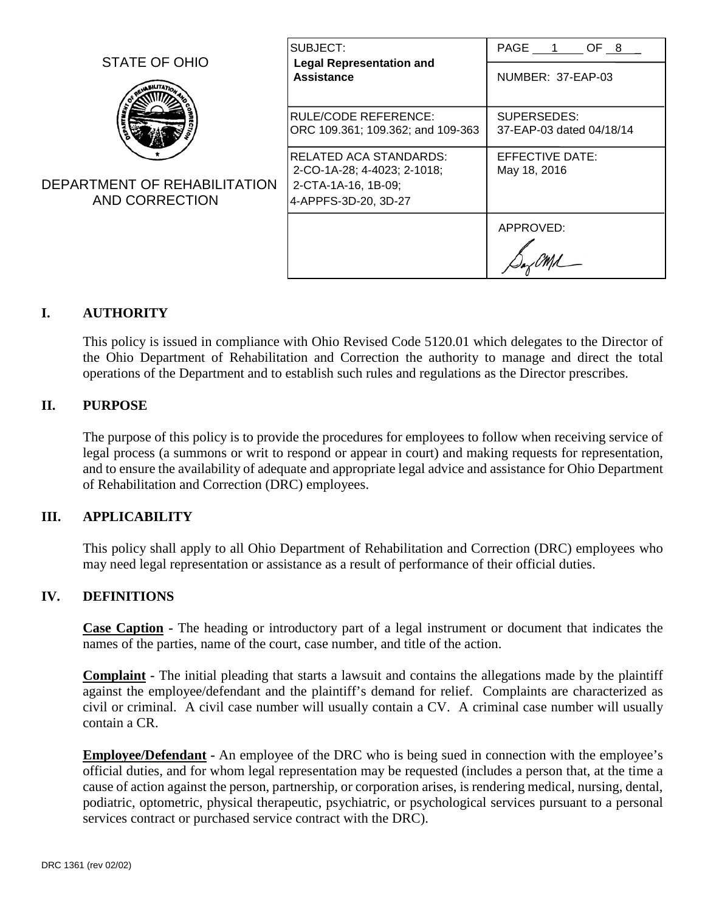STATE OF OHIO

DEPARTMENT OF REHABILITATION AND CORRECTION

| SUBJECT: **Legal Representation and Assistance** | NUMBER: 37-EAP-03 |
| --- | --- |
| RULE/CODE REFERENCE: ORC 109.361; 109.362; and 109-363 | SUPERSEDES: 37-EAP-03 dated 04/18/14 |
| RELATED ACA STANDARDS: 2-CO-1A-28; 4-4023; 2-1018; 2-CTA-1A-16, 1B-09; 4-APPFS-3D-20, 3D-27 | EFFECTIVE DATE: May 18, 2016 |
| | APPROVED: |

## I. AUTHORITY

This policy is issued in compliance with Ohio Revised Code 5120.01 which delegates to the Director of the Ohio Department of Rehabilitation and Correction the authority to manage and direct the total operations of the Department and to establish such rules and regulations as the Director prescribes.

## II. PURPOSE

The purpose of this policy is to provide the procedures for employees to follow when receiving service of legal process (a summons or writ to respond or appear in court) and making requests for representation, and to ensure the availability of adequate and appropriate legal advice and assistance for Ohio Department of Rehabilitation and Correction (DRC) employees.

## III. APPLICABILITY

This policy shall apply to all Ohio Department of Rehabilitation and Correction (DRC) employees who may need legal representation or assistance as a result of performance of their official duties.

## IV. DEFINITIONS

**Case Caption** - The heading or introductory part of a legal instrument or document that indicates the names of the parties, name of the court, case number, and title of the action.

**Complaint** - The initial pleading that starts a lawsuit and contains the allegations made by the plaintiff against the employee/defendant and the plaintiff's demand for relief. Complaints are characterized as civil or criminal. A civil case number will usually contain a CV. A criminal case number will usually contain a CR.

**Employee/Defendant** - An employee of the DRC who is being sued in connection with the employee's official duties, and for whom legal representation may be requested (includes a person that, at the time a cause of action against the person, partnership, or corporation arises, is rendering medical, nursing, dental, podiatric, optometric, physical therapeutic, psychiatric, or psychological services pursuant to a personal services contract or purchased service contract with the DRC).

DRC 1361 (rev 02/02)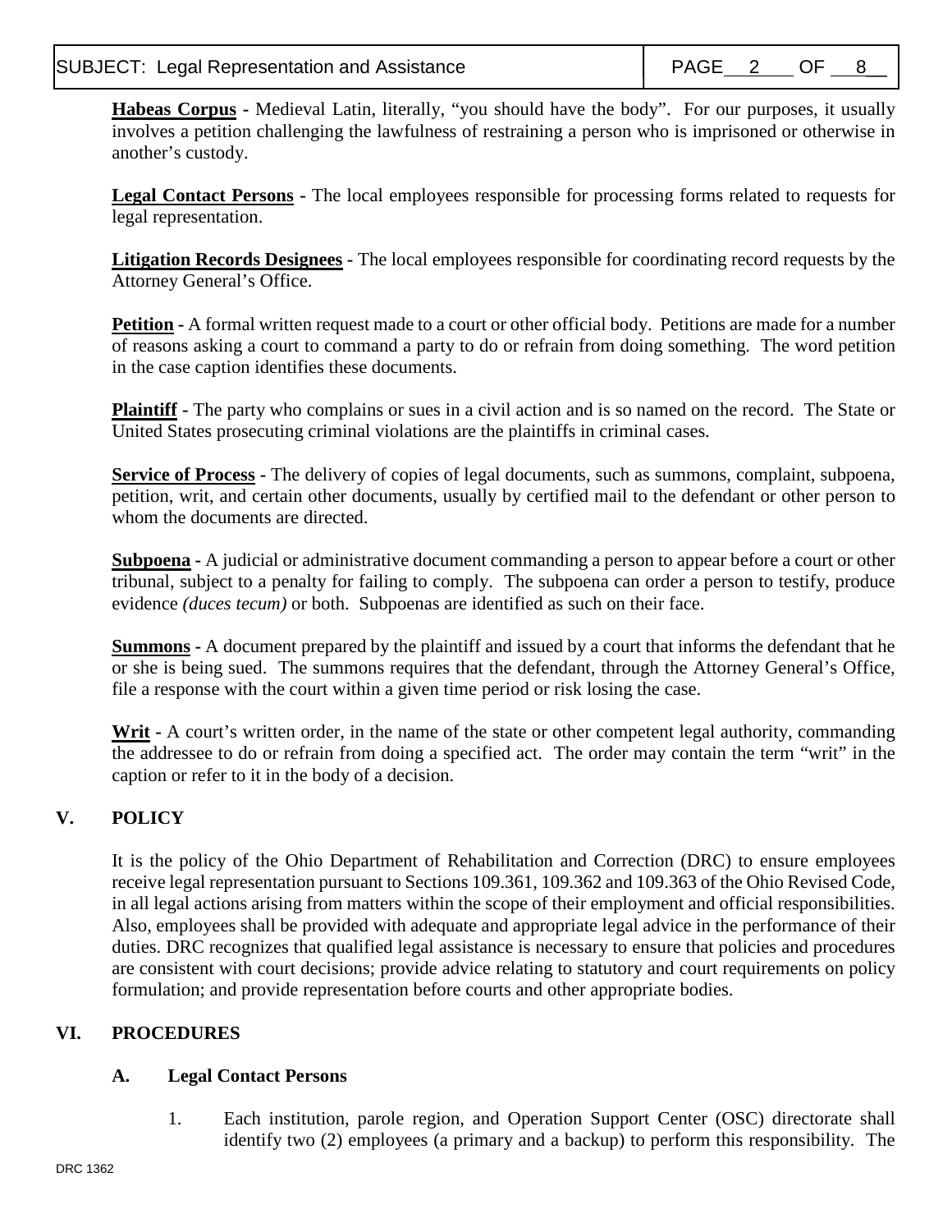**Habeas Corpus** - Medieval Latin, literally, “you should have the body”. For our purposes, it usually involves a petition challenging the lawfulness of restraining a person who is imprisoned or otherwise in another’s custody.

**Legal Contact Persons** - The local employees responsible for processing forms related to requests for legal representation.

**Litigation Records Designees** - The local employees responsible for coordinating record requests by the Attorney General’s Office.

**Petition** - A formal written request made to a court or other official body. Petitions are made for a number of reasons asking a court to command a party to do or refrain from doing something. The word petition in the case caption identifies these documents.

**Plaintiff** - The party who complains or sues in a civil action and is so named on the record. The State or United States prosecuting criminal violations are the plaintiffs in criminal cases.

**Service of Process** - The delivery of copies of legal documents, such as summons, complaint, subpoena, petition, writ, and certain other documents, usually by certified mail to the defendant or other person to whom the documents are directed.

**Subpoena** - A judicial or administrative document commanding a person to appear before a court or other tribunal, subject to a penalty for failing to comply. The subpoena can order a person to testify, produce evidence *(duces tecum)* or both. Subpoenas are identified as such on their face.

**Summons** - A document prepared by the plaintiff and issued by a court that informs the defendant that he or she is being sued. The summons requires that the defendant, through the Attorney General’s Office, file a response with the court within a given time period or risk losing the case.

**Writ** - A court’s written order, in the name of the state or other competent legal authority, commanding the addressee to do or refrain from doing a specified act. The order may contain the term “writ” in the caption or refer to it in the body of a decision.

## V. POLICY

It is the policy of the Ohio Department of Rehabilitation and Correction (DRC) to ensure employees receive legal representation pursuant to Sections 109.361, 109.362 and 109.363 of the Ohio Revised Code, in all legal actions arising from matters within the scope of their employment and official responsibilities. Also, employees shall be provided with adequate and appropriate legal advice in the performance of their duties. DRC recognizes that qualified legal assistance is necessary to ensure that policies and procedures are consistent with court decisions; provide advice relating to statutory and court requirements on policy formulation; and provide representation before courts and other appropriate bodies.

## VI. PROCEDURES

### A. Legal Contact Persons

1. Each institution, parole region, and Operation Support Center (OSC) directorate shall identify two (2) employees (a primary and a backup) to perform this responsibility. The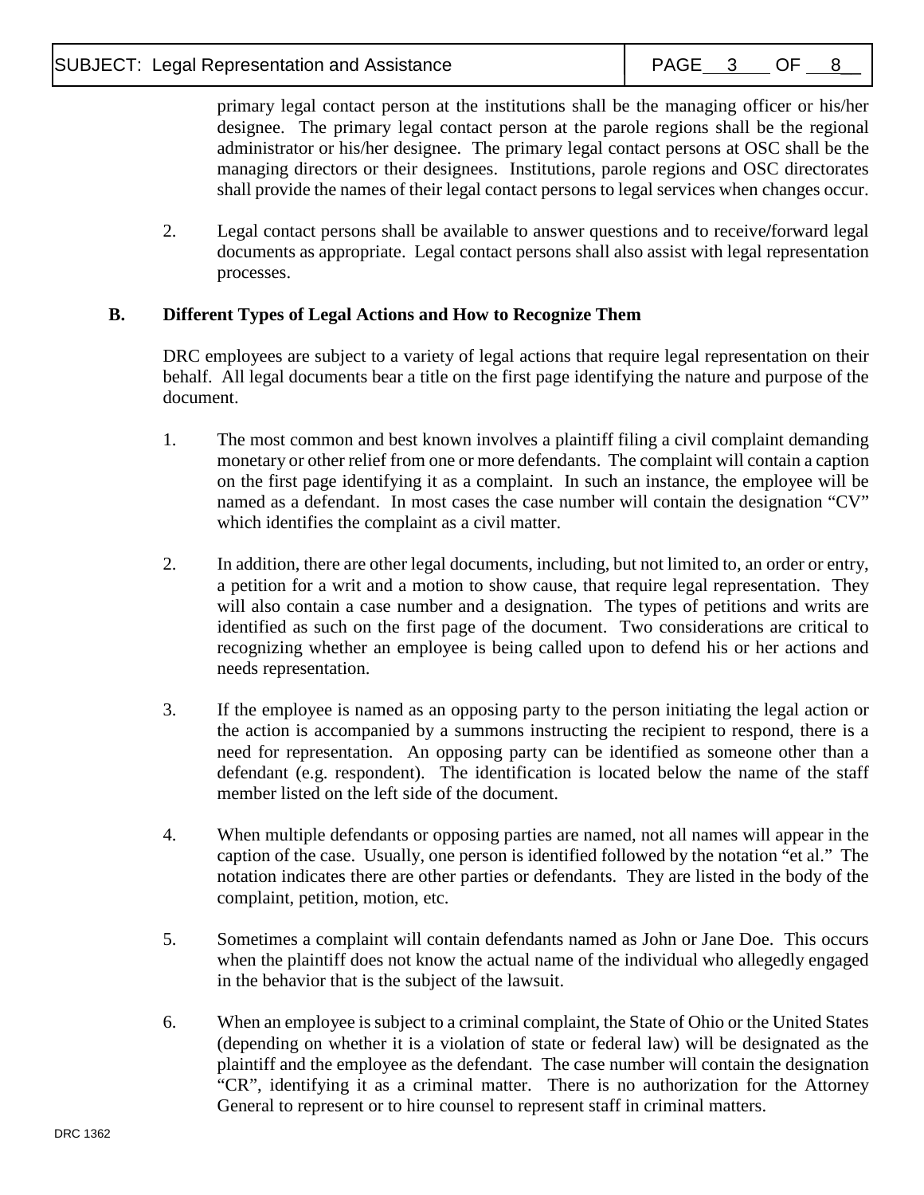primary legal contact person at the institutions shall be the managing officer or his/her designee. The primary legal contact person at the parole regions shall be the regional administrator or his/her designee. The primary legal contact persons at OSC shall be the managing directors or their designees. Institutions, parole regions and OSC directorates shall provide the names of their legal contact persons to legal services when changes occur.

2. Legal contact persons shall be available to answer questions and to receive/forward legal documents as appropriate. Legal contact persons shall also assist with legal representation processes.

**B. Different Types of Legal Actions and How to Recognize Them**

DRC employees are subject to a variety of legal actions that require legal representation on their behalf. All legal documents bear a title on the first page identifying the nature and purpose of the document.

1. The most common and best known involves a plaintiff filing a civil complaint demanding monetary or other relief from one or more defendants. The complaint will contain a caption on the first page identifying it as a complaint. In such an instance, the employee will be named as a defendant. In most cases the case number will contain the designation "CV" which identifies the complaint as a civil matter.

2. In addition, there are other legal documents, including, but not limited to, an order or entry, a petition for a writ and a motion to show cause, that require legal representation. They will also contain a case number and a designation. The types of petitions and writs are identified as such on the first page of the document. Two considerations are critical to recognizing whether an employee is being called upon to defend his or her actions and needs representation.

3. If the employee is named as an opposing party to the person initiating the legal action or the action is accompanied by a summons instructing the recipient to respond, there is a need for representation. An opposing party can be identified as someone other than a defendant (e.g. respondent). The identification is located below the name of the staff member listed on the left side of the document.

4. When multiple defendants or opposing parties are named, not all names will appear in the caption of the case. Usually, one person is identified followed by the notation "et al." The notation indicates there are other parties or defendants. They are listed in the body of the complaint, petition, motion, etc.

5. Sometimes a complaint will contain defendants named as John or Jane Doe. This occurs when the plaintiff does not know the actual name of the individual who allegedly engaged in the behavior that is the subject of the lawsuit.

6. When an employee is subject to a criminal complaint, the State of Ohio or the United States (depending on whether it is a violation of state or federal law) will be designated as the plaintiff and the employee as the defendant. The case number will contain the designation "CR", identifying it as a criminal matter. There is no authorization for the Attorney General to represent or to hire counsel to represent staff in criminal matters.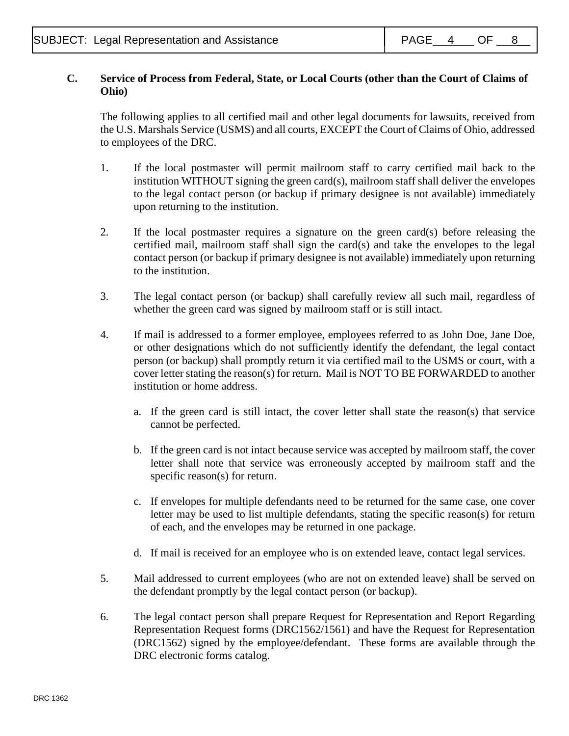## C. Service of Process from Federal, State, or Local Courts (other than the Court of Claims of Ohio)

The following applies to all certified mail and other legal documents for lawsuits, received from the U.S. Marshals Service (USMS) and all courts, EXCEPT the Court of Claims of Ohio, addressed to employees of the DRC.

1. If the local postmaster will permit mailroom staff to carry certified mail back to the institution WITHOUT signing the green card(s), mailroom staff shall deliver the envelopes to the legal contact person (or backup if primary designee is not available) immediately upon returning to the institution.

2. If the local postmaster requires a signature on the green card(s) before releasing the certified mail, mailroom staff shall sign the card(s) and take the envelopes to the legal contact person (or backup if primary designee is not available) immediately upon returning to the institution.

3. The legal contact person (or backup) shall carefully review all such mail, regardless of whether the green card was signed by mailroom staff or is still intact.

4. If mail is addressed to a former employee, employees referred to as John Doe, Jane Doe, or other designations which do not sufficiently identify the defendant, the legal contact person (or backup) shall promptly return it via certified mail to the USMS or court, with a cover letter stating the reason(s) for return. Mail is NOT TO BE FORWARDED to another institution or home address.

   a. If the green card is still intact, the cover letter shall state the reason(s) that service cannot be perfected.

   b. If the green card is not intact because service was accepted by mailroom staff, the cover letter shall note that service was erroneously accepted by mailroom staff and the specific reason(s) for return.

   c. If envelopes for multiple defendants need to be returned for the same case, one cover letter may be used to list multiple defendants, stating the specific reason(s) for return of each, and the envelopes may be returned in one package.

   d. If mail is received for an employee who is on extended leave, contact legal services.

5. Mail addressed to current employees (who are not on extended leave) shall be served on the defendant promptly by the legal contact person (or backup).

6. The legal contact person shall prepare Request for Representation and Report Regarding Representation Request forms (DRC1562/1561) and have the Request for Representation (DRC1562) signed by the employee/defendant. These forms are available through the DRC electronic forms catalog.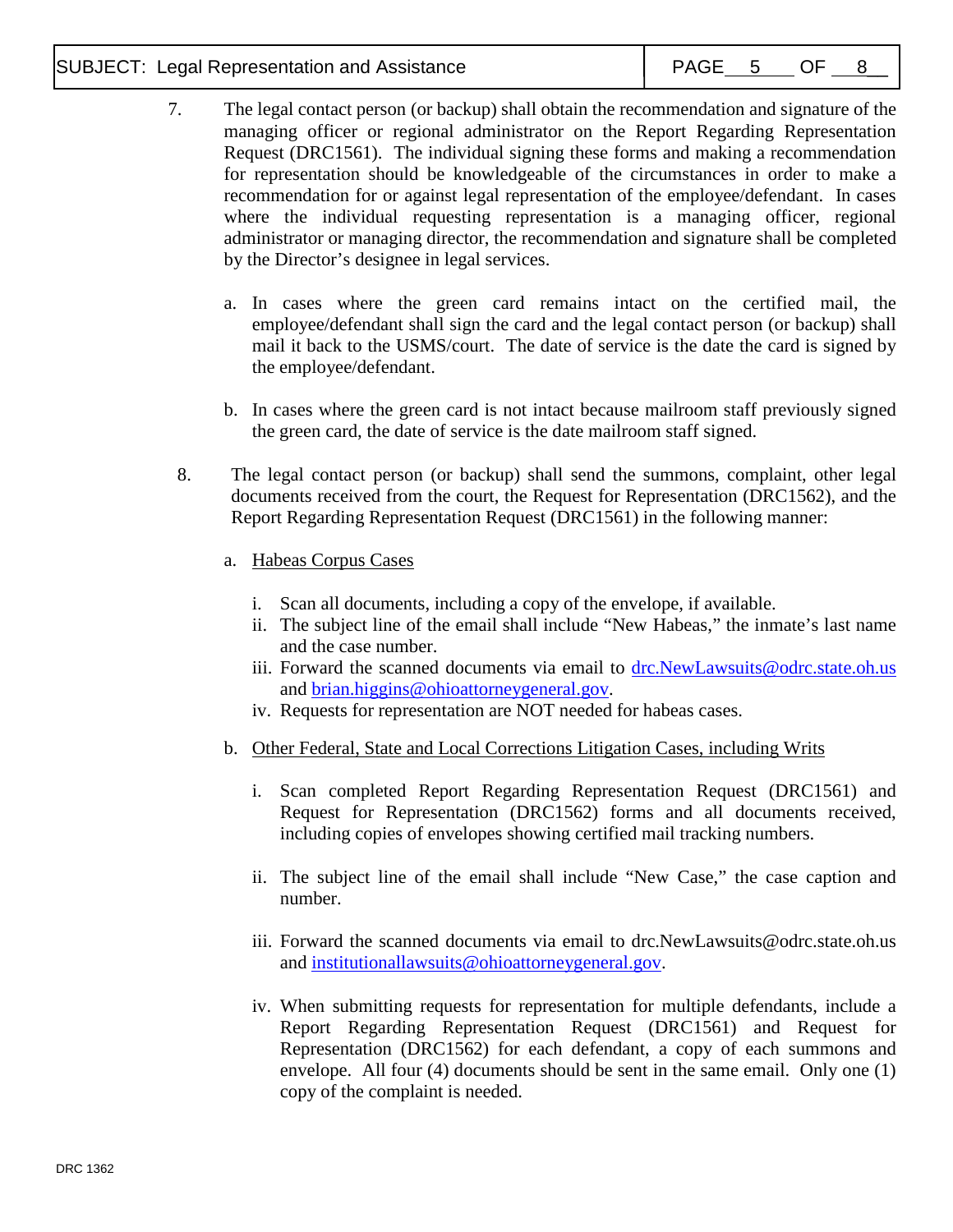7. The legal contact person (or backup) shall obtain the recommendation and signature of the managing officer or regional administrator on the Report Regarding Representation Request (DRC1561). The individual signing these forms and making a recommendation for representation should be knowledgeable of the circumstances in order to make a recommendation for or against legal representation of the employee/defendant. In cases where the individual requesting representation is a managing officer, regional administrator or managing director, the recommendation and signature shall be completed by the Director's designee in legal services.

   a. In cases where the green card remains intact on the certified mail, the employee/defendant shall sign the card and the legal contact person (or backup) shall mail it back to the USMS/court. The date of service is the date the card is signed by the employee/defendant.

   b. In cases where the green card is not intact because mailroom staff previously signed the green card, the date of service is the date mailroom staff signed.

8. The legal contact person (or backup) shall send the summons, complaint, other legal documents received from the court, the Request for Representation (DRC1562), and the Report Regarding Representation Request (DRC1561) in the following manner:

   a. <u>Habeas Corpus Cases</u>

      i. Scan all documents, including a copy of the envelope, if available.
      ii. The subject line of the email shall include "New Habeas," the inmate's last name and the case number.
      iii. Forward the scanned documents via email to drc.NewLawsuits@odrc.state.oh.us and brian.higgins@ohioattorneygeneral.gov.
      iv. Requests for representation are NOT needed for habeas cases.

   b. <u>Other Federal, State and Local Corrections Litigation Cases, including Writs</u>

      i. Scan completed Report Regarding Representation Request (DRC1561) and Request for Representation (DRC1562) forms and all documents received, including copies of envelopes showing certified mail tracking numbers.

      ii. The subject line of the email shall include "New Case," the case caption and number.

      iii. Forward the scanned documents via email to drc.NewLawsuits@odrc.state.oh.us and institutionallawsuits@ohioattorneygeneral.gov.

      iv. When submitting requests for representation for multiple defendants, include a Report Regarding Representation Request (DRC1561) and Request for Representation (DRC1562) for each defendant, a copy of each summons and envelope. All four (4) documents should be sent in the same email. Only one (1) copy of the complaint is needed.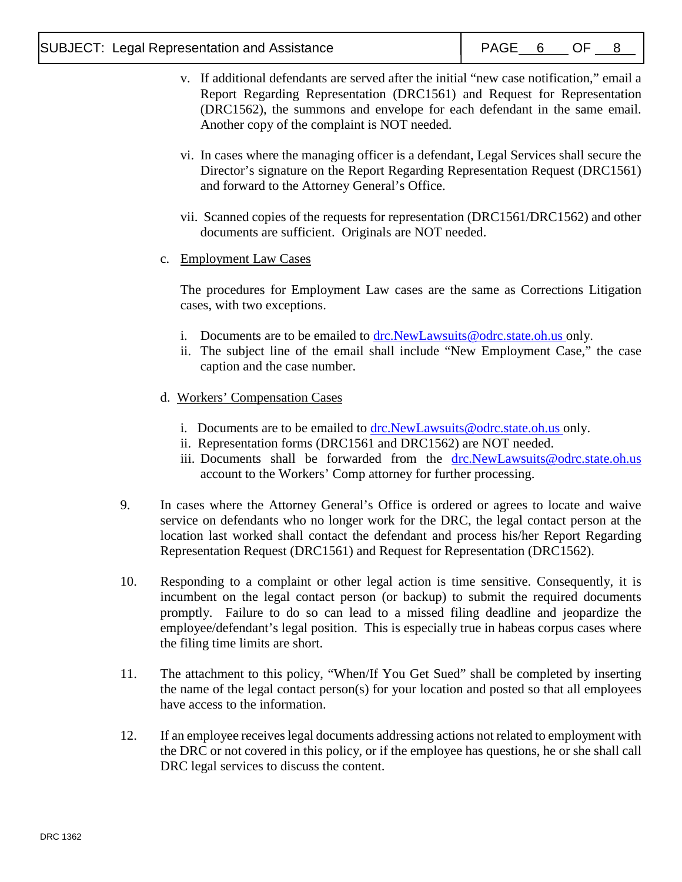v. If additional defendants are served after the initial "new case notification," email a Report Regarding Representation (DRC1561) and Request for Representation (DRC1562), the summons and envelope for each defendant in the same email. Another copy of the complaint is NOT needed.

vi. In cases where the managing officer is a defendant, Legal Services shall secure the Director's signature on the Report Regarding Representation Request (DRC1561) and forward to the Attorney General's Office.

vii. Scanned copies of the requests for representation (DRC1561/DRC1562) and other documents are sufficient. Originals are NOT needed.

c. Employment Law Cases

The procedures for Employment Law cases are the same as Corrections Litigation cases, with two exceptions.

i. Documents are to be emailed to drc.NewLawsuits@odrc.state.oh.us only.
ii. The subject line of the email shall include "New Employment Case," the case caption and the case number.

d. Workers' Compensation Cases

i. Documents are to be emailed to drc.NewLawsuits@odrc.state.oh.us only.
ii. Representation forms (DRC1561 and DRC1562) are NOT needed.
iii. Documents shall be forwarded from the drc.NewLawsuits@odrc.state.oh.us account to the Workers' Comp attorney for further processing.

9. In cases where the Attorney General's Office is ordered or agrees to locate and waive service on defendants who no longer work for the DRC, the legal contact person at the location last worked shall contact the defendant and process his/her Report Regarding Representation Request (DRC1561) and Request for Representation (DRC1562).

10. Responding to a complaint or other legal action is time sensitive. Consequently, it is incumbent on the legal contact person (or backup) to submit the required documents promptly. Failure to do so can lead to a missed filing deadline and jeopardize the employee/defendant's legal position. This is especially true in habeas corpus cases where the filing time limits are short.

11. The attachment to this policy, "When/If You Get Sued" shall be completed by inserting the name of the legal contact person(s) for your location and posted so that all employees have access to the information.

12. If an employee receives legal documents addressing actions not related to employment with the DRC or not covered in this policy, or if the employee has questions, he or she shall call DRC legal services to discuss the content.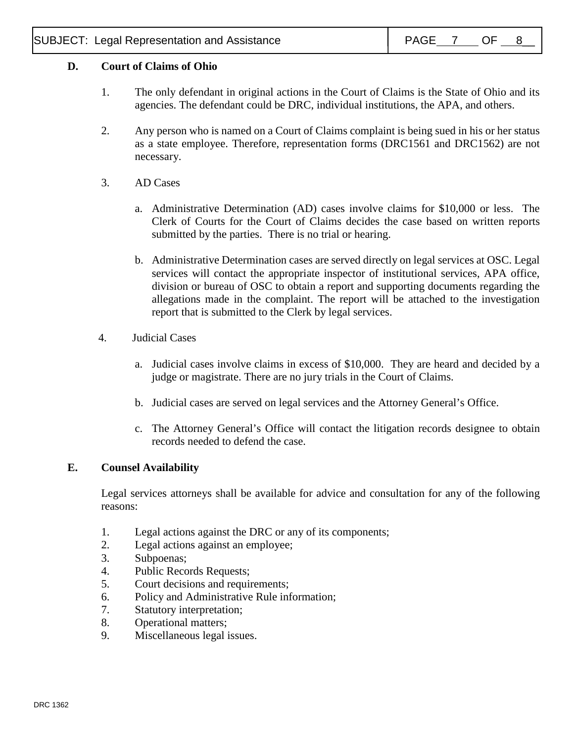## D. Court of Claims of Ohio

1. The only defendant in original actions in the Court of Claims is the State of Ohio and its agencies. The defendant could be DRC, individual institutions, the APA, and others.

2. Any person who is named on a Court of Claims complaint is being sued in his or her status as a state employee. Therefore, representation forms (DRC1561 and DRC1562) are not necessary.

3. AD Cases

   a. Administrative Determination (AD) cases involve claims for $10,000 or less. The Clerk of Courts for the Court of Claims decides the case based on written reports submitted by the parties. There is no trial or hearing.

   b. Administrative Determination cases are served directly on legal services at OSC. Legal services will contact the appropriate inspector of institutional services, APA office, division or bureau of OSC to obtain a report and supporting documents regarding the allegations made in the complaint. The report will be attached to the investigation report that is submitted to the Clerk by legal services.

4. Judicial Cases

   a. Judicial cases involve claims in excess of $10,000. They are heard and decided by a judge or magistrate. There are no jury trials in the Court of Claims.

   b. Judicial cases are served on legal services and the Attorney General's Office.

   c. The Attorney General's Office will contact the litigation records designee to obtain records needed to defend the case.

## E. Counsel Availability

Legal services attorneys shall be available for advice and consultation for any of the following reasons:

1. Legal actions against the DRC or any of its components;
2. Legal actions against an employee;
3. Subpoenas;
4. Public Records Requests;
5. Court decisions and requirements;
6. Policy and Administrative Rule information;
7. Statutory interpretation;
8. Operational matters;
9. Miscellaneous legal issues.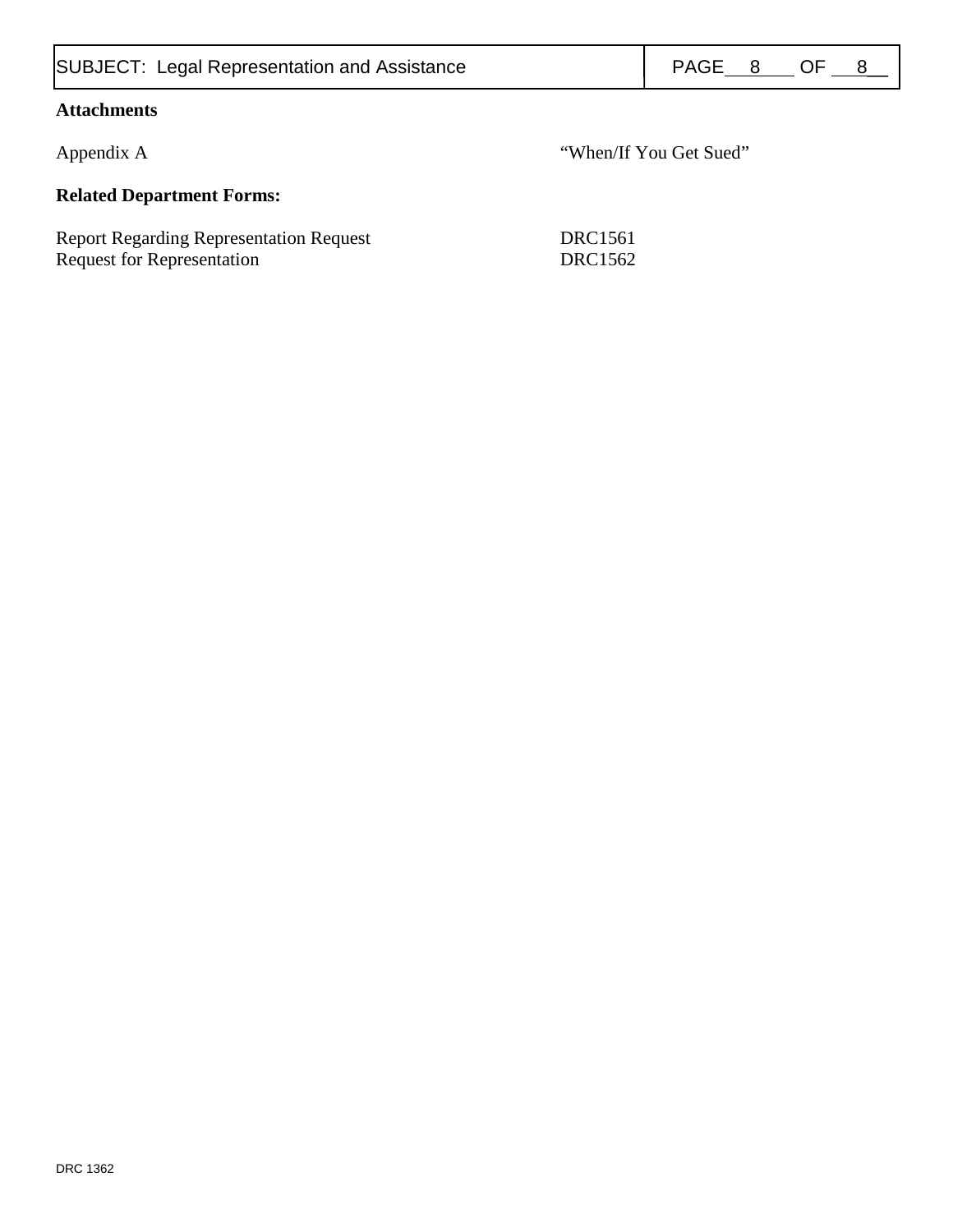**Attachments**

Appendix A "When/If You Get Sued"

**Related Department Forms:**

Report Regarding Representation Request DRC1561
Request for Representation DRC1562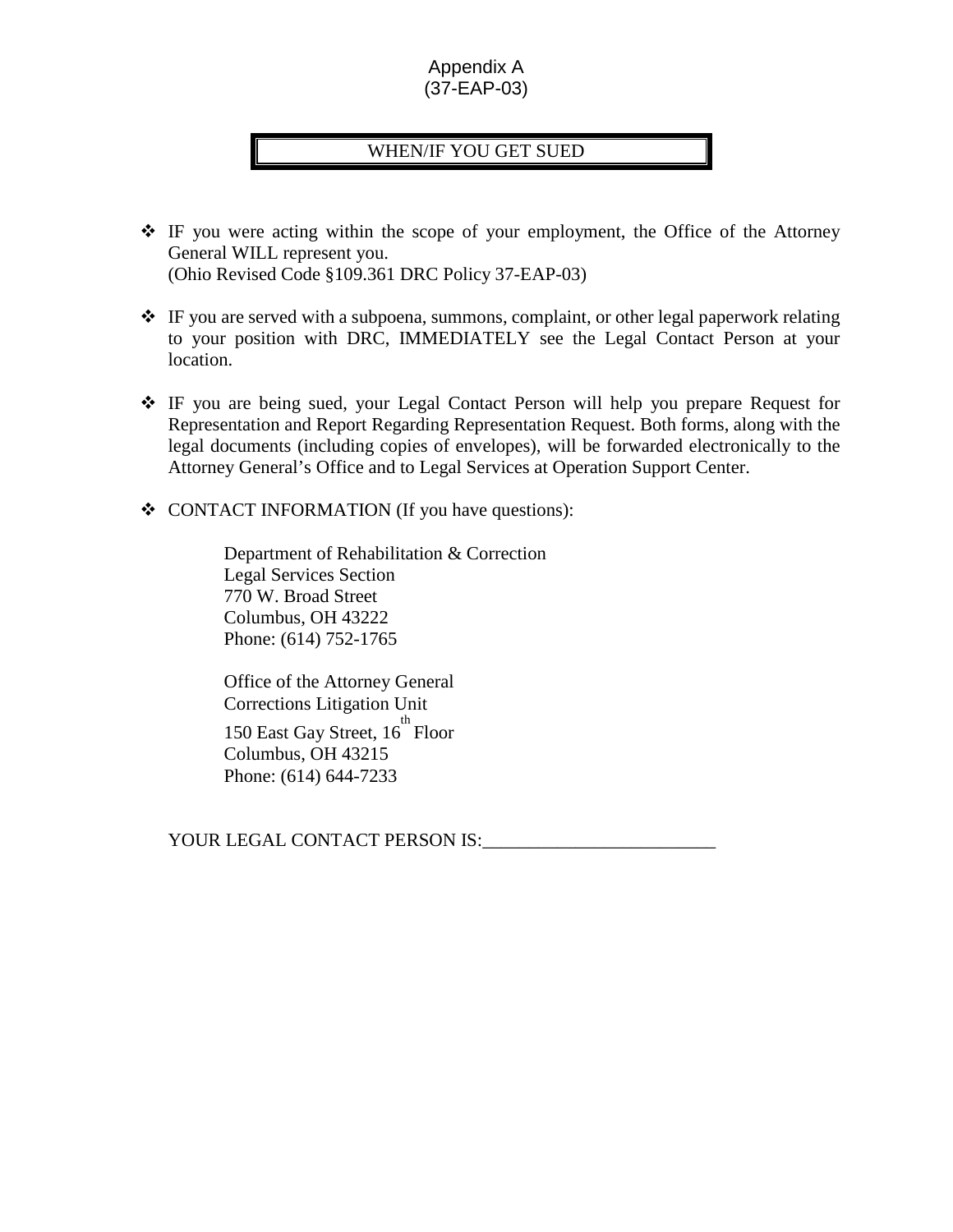Appendix A
(37-EAP-03)

# WHEN/IF YOU GET SUED

- IF you were acting within the scope of your employment, the Office of the Attorney General WILL represent you.
  (Ohio Revised Code §109.361 DRC Policy 37-EAP-03)

- IF you are served with a subpoena, summons, complaint, or other legal paperwork relating to your position with DRC, IMMEDIATELY see the Legal Contact Person at your location.

- IF you are being sued, your Legal Contact Person will help you prepare Request for Representation and Report Regarding Representation Request. Both forms, along with the legal documents (including copies of envelopes), will be forwarded electronically to the Attorney General's Office and to Legal Services at Operation Support Center.

- CONTACT INFORMATION (If you have questions):

  Department of Rehabilitation & Correction
  Legal Services Section
  770 W. Broad Street
  Columbus, OH 43222
  Phone: (614) 752-1765

  Office of the Attorney General
  Corrections Litigation Unit
  150 East Gay Street, 16th Floor
  Columbus, OH 43215
  Phone: (614) 644-7233

YOUR LEGAL CONTACT PERSON IS:_________________________